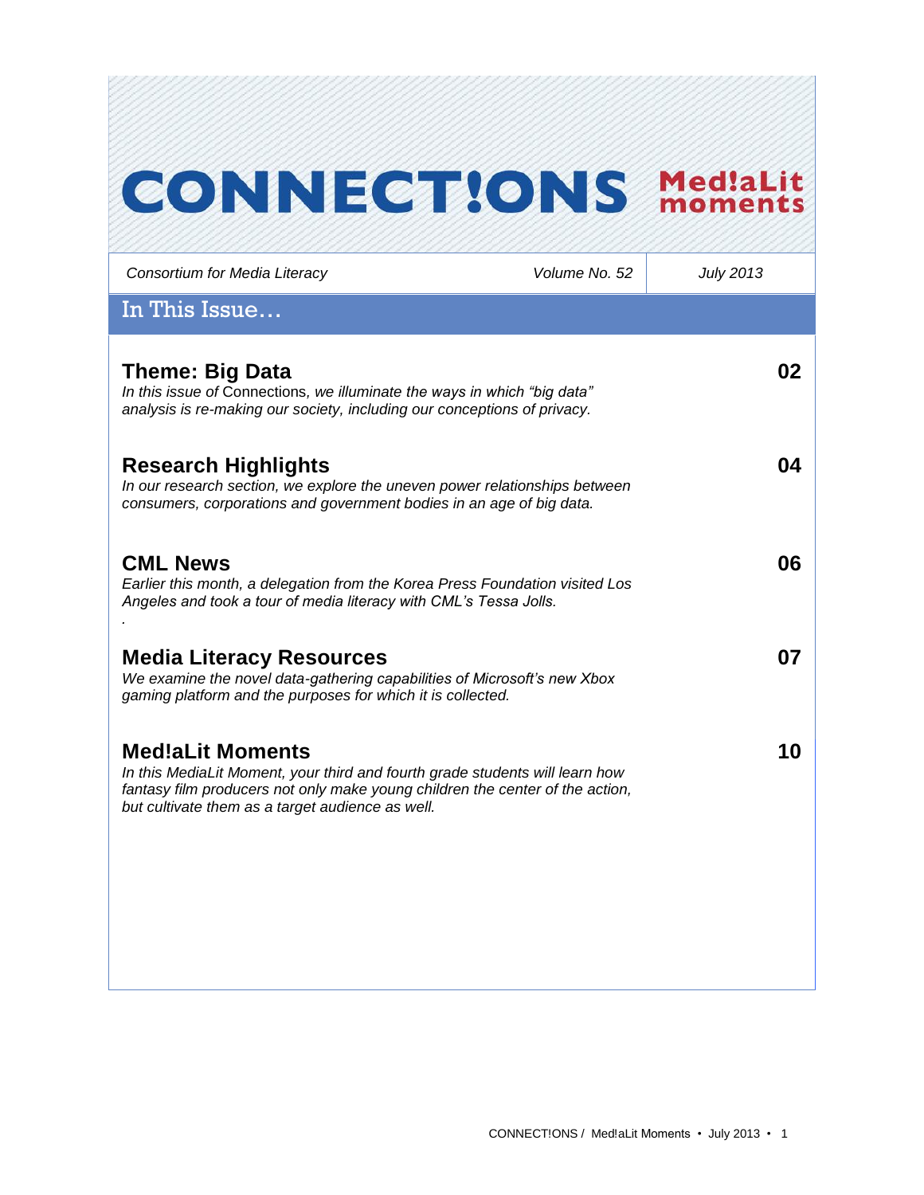# CONNECT!ONS Med!aLit moments

*Consortium for Media Literacy* | *Volume No. 52* | *July 2013*

## In This Issue…

### Theme: Big Data — 02

*In this issue of* Connections, *we illuminate the ways in which "big data" analysis is re-making our society, including our conceptions of privacy.*

### Research Highlights — 04

*In our research section, we explore the uneven power relationships between consumers, corporations and government bodies in an age of big data.*

### CML News — 06

*Earlier this month, a delegation from the Korea Press Foundation visited Los Angeles and took a tour of media literacy with CML's Tessa Jolls.*

*.*

### Media Literacy Resources — 07

*We examine the novel data-gathering capabilities of Microsoft's new Xbox gaming platform and the purposes for which it is collected.*

### Med!aLit Moments — 10

*In this MediaLit Moment, your third and fourth grade students will learn how fantasy film producers not only make young children the center of the action, but cultivate them as a target audience as well.*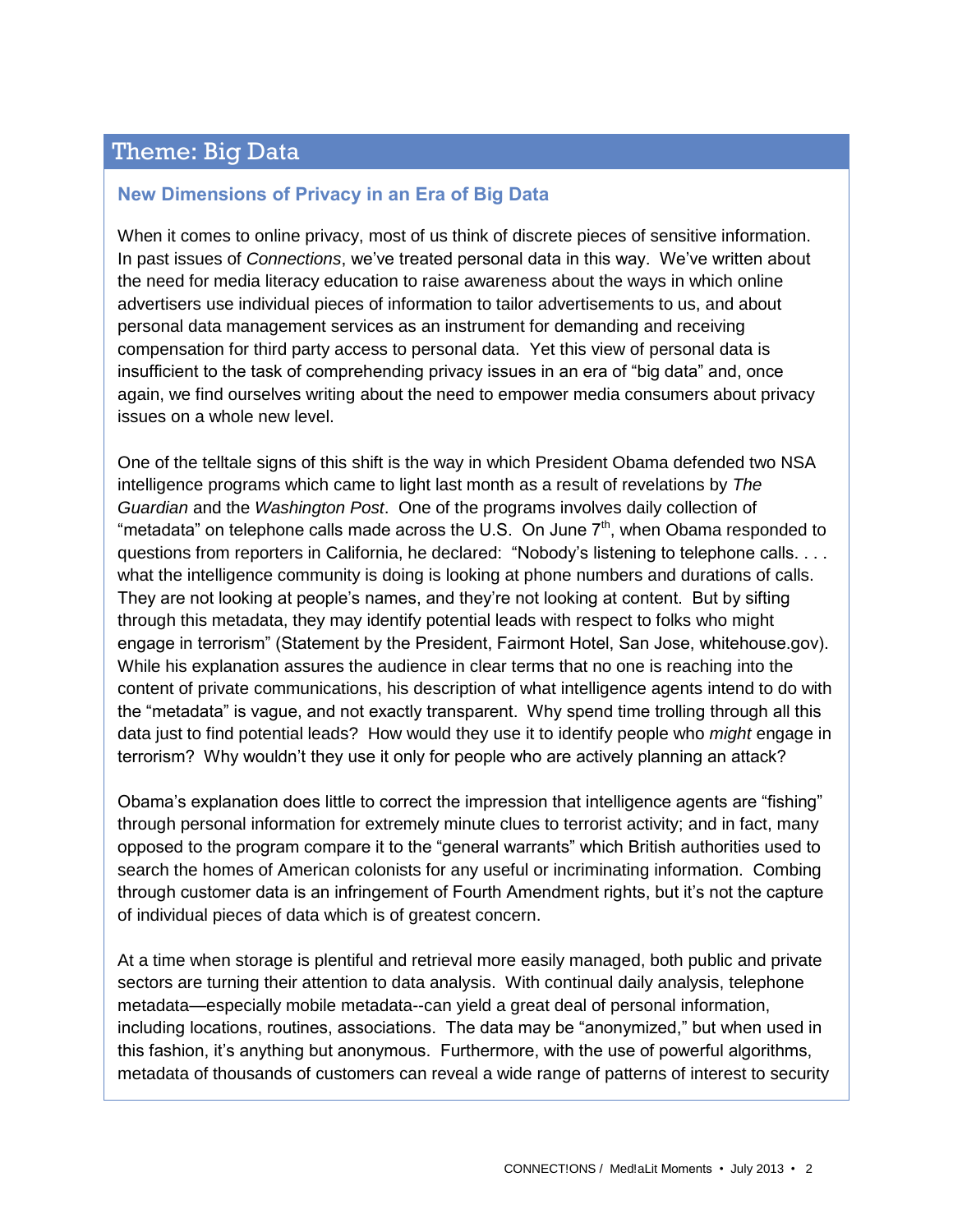## Theme: Big Data

### New Dimensions of Privacy in an Era of Big Data

When it comes to online privacy, most of us think of discrete pieces of sensitive information. In past issues of *Connections*, we've treated personal data in this way. We've written about the need for media literacy education to raise awareness about the ways in which online advertisers use individual pieces of information to tailor advertisements to us, and about personal data management services as an instrument for demanding and receiving compensation for third party access to personal data. Yet this view of personal data is insufficient to the task of comprehending privacy issues in an era of "big data" and, once again, we find ourselves writing about the need to empower media consumers about privacy issues on a whole new level.

One of the telltale signs of this shift is the way in which President Obama defended two NSA intelligence programs which came to light last month as a result of revelations by *The Guardian* and the *Washington Post*. One of the programs involves daily collection of "metadata" on telephone calls made across the U.S. On June 7th, when Obama responded to questions from reporters in California, he declared: "Nobody's listening to telephone calls. . . . what the intelligence community is doing is looking at phone numbers and durations of calls. They are not looking at people's names, and they're not looking at content. But by sifting through this metadata, they may identify potential leads with respect to folks who might engage in terrorism" (Statement by the President, Fairmont Hotel, San Jose, whitehouse.gov). While his explanation assures the audience in clear terms that no one is reaching into the content of private communications, his description of what intelligence agents intend to do with the "metadata" is vague, and not exactly transparent. Why spend time trolling through all this data just to find potential leads? How would they use it to identify people who *might* engage in terrorism? Why wouldn't they use it only for people who are actively planning an attack?

Obama's explanation does little to correct the impression that intelligence agents are "fishing" through personal information for extremely minute clues to terrorist activity; and in fact, many opposed to the program compare it to the "general warrants" which British authorities used to search the homes of American colonists for any useful or incriminating information. Combing through customer data is an infringement of Fourth Amendment rights, but it's not the capture of individual pieces of data which is of greatest concern.

At a time when storage is plentiful and retrieval more easily managed, both public and private sectors are turning their attention to data analysis. With continual daily analysis, telephone metadata—especially mobile metadata--can yield a great deal of personal information, including locations, routines, associations. The data may be "anonymized," but when used in this fashion, it's anything but anonymous. Furthermore, with the use of powerful algorithms, metadata of thousands of customers can reveal a wide range of patterns of interest to security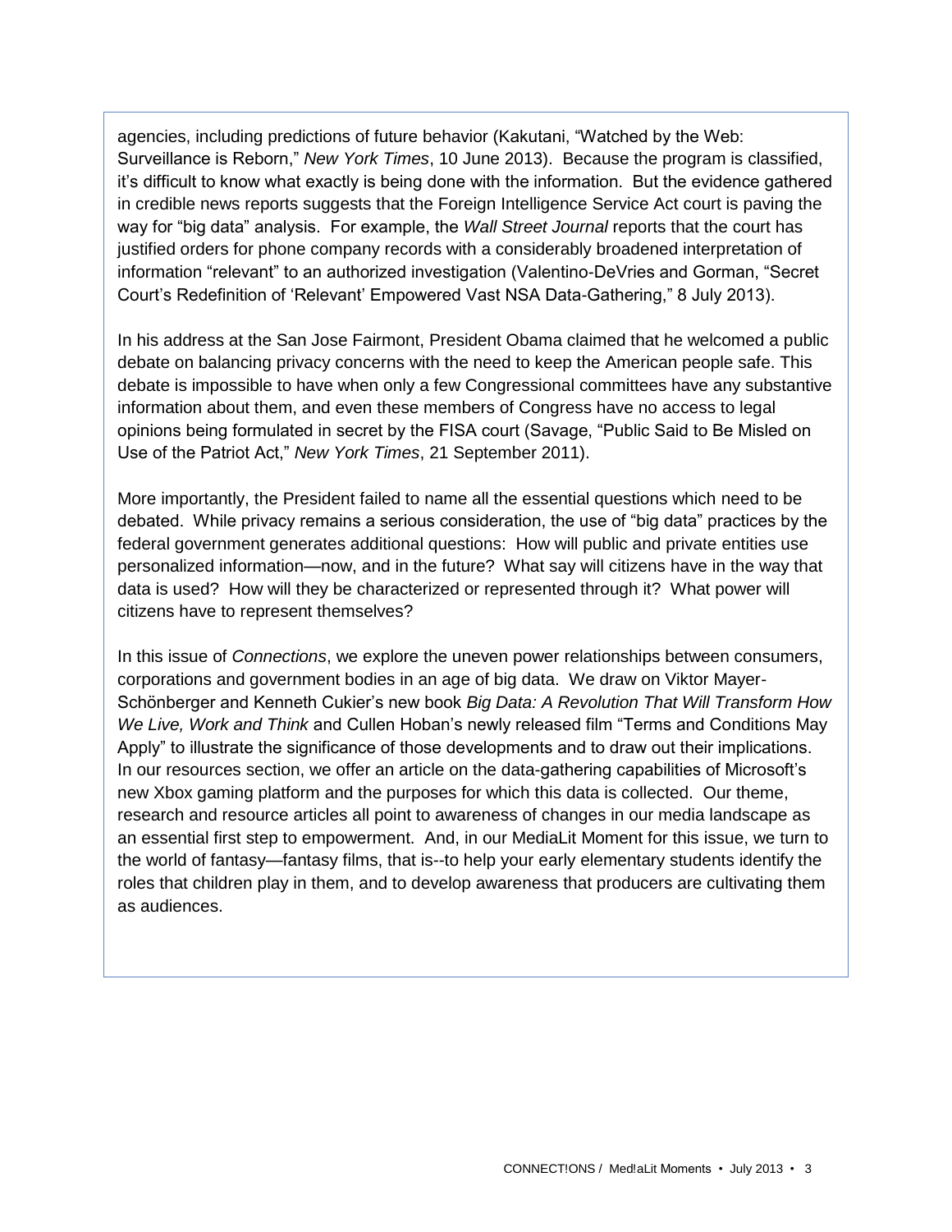agencies, including predictions of future behavior (Kakutani, "Watched by the Web: Surveillance is Reborn," *New York Times*, 10 June 2013). Because the program is classified, it's difficult to know what exactly is being done with the information. But the evidence gathered in credible news reports suggests that the Foreign Intelligence Service Act court is paving the way for "big data" analysis. For example, the *Wall Street Journal* reports that the court has justified orders for phone company records with a considerably broadened interpretation of information "relevant" to an authorized investigation (Valentino-DeVries and Gorman, "Secret Court's Redefinition of 'Relevant' Empowered Vast NSA Data-Gathering," 8 July 2013).

In his address at the San Jose Fairmont, President Obama claimed that he welcomed a public debate on balancing privacy concerns with the need to keep the American people safe. This debate is impossible to have when only a few Congressional committees have any substantive information about them, and even these members of Congress have no access to legal opinions being formulated in secret by the FISA court (Savage, "Public Said to Be Misled on Use of the Patriot Act," *New York Times*, 21 September 2011).

More importantly, the President failed to name all the essential questions which need to be debated. While privacy remains a serious consideration, the use of "big data" practices by the federal government generates additional questions: How will public and private entities use personalized information—now, and in the future? What say will citizens have in the way that data is used? How will they be characterized or represented through it? What power will citizens have to represent themselves?

In this issue of *Connections*, we explore the uneven power relationships between consumers, corporations and government bodies in an age of big data. We draw on Viktor Mayer-Schönberger and Kenneth Cukier's new book *Big Data: A Revolution That Will Transform How We Live, Work and Think* and Cullen Hoban's newly released film "Terms and Conditions May Apply" to illustrate the significance of those developments and to draw out their implications. In our resources section, we offer an article on the data-gathering capabilities of Microsoft's new Xbox gaming platform and the purposes for which this data is collected. Our theme, research and resource articles all point to awareness of changes in our media landscape as an essential first step to empowerment. And, in our MediaLit Moment for this issue, we turn to the world of fantasy—fantasy films, that is--to help your early elementary students identify the roles that children play in them, and to develop awareness that producers are cultivating them as audiences.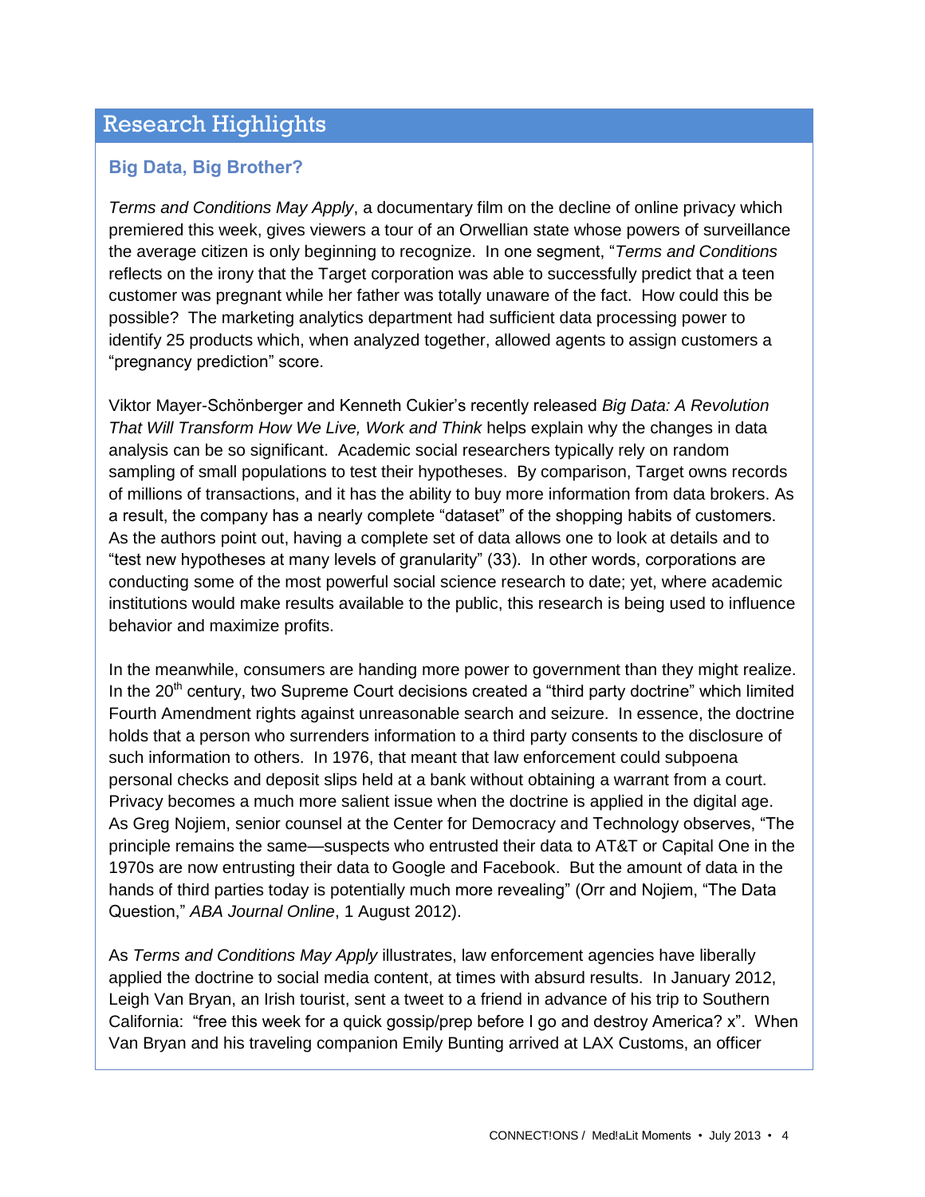## Research Highlights

### Big Data, Big Brother?

*Terms and Conditions May Apply*, a documentary film on the decline of online privacy which premiered this week, gives viewers a tour of an Orwellian state whose powers of surveillance the average citizen is only beginning to recognize. In one segment, "*Terms and Conditions* reflects on the irony that the Target corporation was able to successfully predict that a teen customer was pregnant while her father was totally unaware of the fact. How could this be possible? The marketing analytics department had sufficient data processing power to identify 25 products which, when analyzed together, allowed agents to assign customers a "pregnancy prediction" score.

Viktor Mayer-Schönberger and Kenneth Cukier's recently released *Big Data: A Revolution That Will Transform How We Live, Work and Think* helps explain why the changes in data analysis can be so significant. Academic social researchers typically rely on random sampling of small populations to test their hypotheses. By comparison, Target owns records of millions of transactions, and it has the ability to buy more information from data brokers. As a result, the company has a nearly complete "dataset" of the shopping habits of customers. As the authors point out, having a complete set of data allows one to look at details and to "test new hypotheses at many levels of granularity" (33). In other words, corporations are conducting some of the most powerful social science research to date; yet, where academic institutions would make results available to the public, this research is being used to influence behavior and maximize profits.

In the meanwhile, consumers are handing more power to government than they might realize. In the 20th century, two Supreme Court decisions created a "third party doctrine" which limited Fourth Amendment rights against unreasonable search and seizure. In essence, the doctrine holds that a person who surrenders information to a third party consents to the disclosure of such information to others. In 1976, that meant that law enforcement could subpoena personal checks and deposit slips held at a bank without obtaining a warrant from a court. Privacy becomes a much more salient issue when the doctrine is applied in the digital age. As Greg Nojiem, senior counsel at the Center for Democracy and Technology observes, "The principle remains the same—suspects who entrusted their data to AT&T or Capital One in the 1970s are now entrusting their data to Google and Facebook. But the amount of data in the hands of third parties today is potentially much more revealing" (Orr and Nojiem, "The Data Question," *ABA Journal Online*, 1 August 2012).

As *Terms and Conditions May Apply* illustrates, law enforcement agencies have liberally applied the doctrine to social media content, at times with absurd results. In January 2012, Leigh Van Bryan, an Irish tourist, sent a tweet to a friend in advance of his trip to Southern California: "free this week for a quick gossip/prep before I go and destroy America? x". When Van Bryan and his traveling companion Emily Bunting arrived at LAX Customs, an officer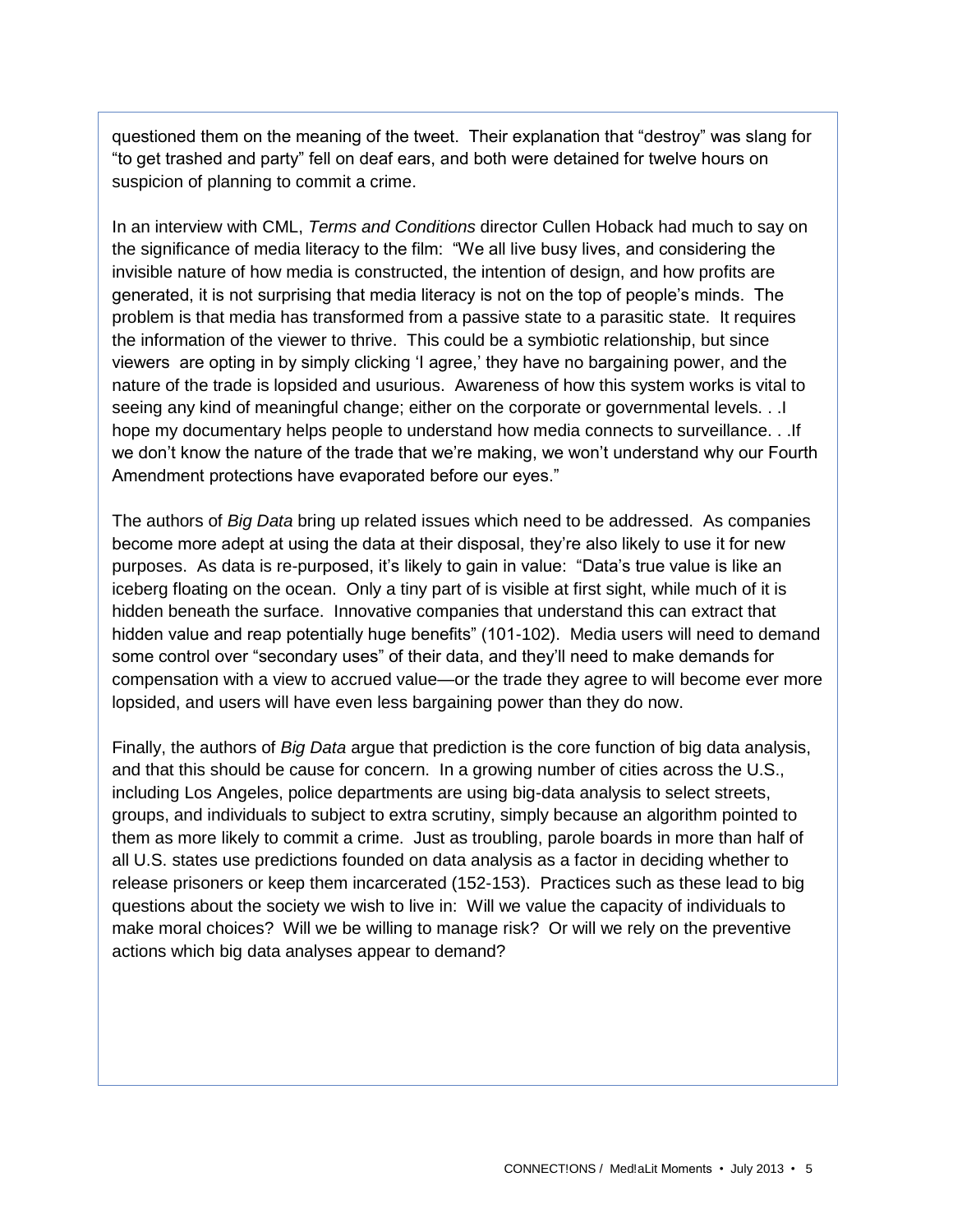questioned them on the meaning of the tweet. Their explanation that "destroy" was slang for "to get trashed and party" fell on deaf ears, and both were detained for twelve hours on suspicion of planning to commit a crime.

In an interview with CML, *Terms and Conditions* director Cullen Hoback had much to say on the significance of media literacy to the film: "We all live busy lives, and considering the invisible nature of how media is constructed, the intention of design, and how profits are generated, it is not surprising that media literacy is not on the top of people's minds. The problem is that media has transformed from a passive state to a parasitic state. It requires the information of the viewer to thrive. This could be a symbiotic relationship, but since viewers are opting in by simply clicking 'I agree,' they have no bargaining power, and the nature of the trade is lopsided and usurious. Awareness of how this system works is vital to seeing any kind of meaningful change; either on the corporate or governmental levels. . .I hope my documentary helps people to understand how media connects to surveillance. . .If we don't know the nature of the trade that we're making, we won't understand why our Fourth Amendment protections have evaporated before our eyes."

The authors of *Big Data* bring up related issues which need to be addressed. As companies become more adept at using the data at their disposal, they're also likely to use it for new purposes. As data is re-purposed, it's likely to gain in value: "Data's true value is like an iceberg floating on the ocean. Only a tiny part of is visible at first sight, while much of it is hidden beneath the surface. Innovative companies that understand this can extract that hidden value and reap potentially huge benefits" (101-102). Media users will need to demand some control over "secondary uses" of their data, and they'll need to make demands for compensation with a view to accrued value—or the trade they agree to will become ever more lopsided, and users will have even less bargaining power than they do now.

Finally, the authors of *Big Data* argue that prediction is the core function of big data analysis, and that this should be cause for concern. In a growing number of cities across the U.S., including Los Angeles, police departments are using big-data analysis to select streets, groups, and individuals to subject to extra scrutiny, simply because an algorithm pointed to them as more likely to commit a crime. Just as troubling, parole boards in more than half of all U.S. states use predictions founded on data analysis as a factor in deciding whether to release prisoners or keep them incarcerated (152-153). Practices such as these lead to big questions about the society we wish to live in: Will we value the capacity of individuals to make moral choices? Will we be willing to manage risk? Or will we rely on the preventive actions which big data analyses appear to demand?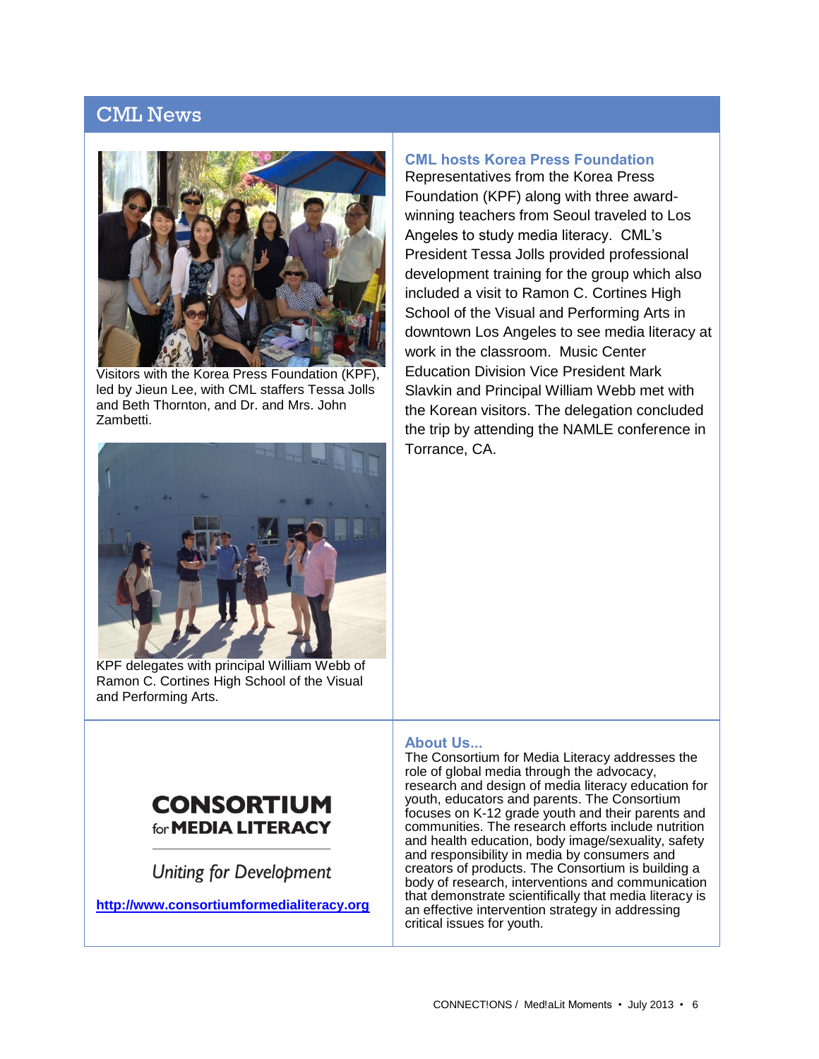## CML News

Visitors with the Korea Press Foundation (KPF), led by Jieun Lee, with CML staffers Tessa Jolls and Beth Thornton, and Dr. and Mrs. John Zambetti.

KPF delegates with principal William Webb of Ramon C. Cortines High School of the Visual and Performing Arts.

### CML hosts Korea Press Foundation

Representatives from the Korea Press Foundation (KPF) along with three award-winning teachers from Seoul traveled to Los Angeles to study media literacy. CML's President Tessa Jolls provided professional development training for the group which also included a visit to Ramon C. Cortines High School of the Visual and Performing Arts in downtown Los Angeles to see media literacy at work in the classroom. Music Center Education Division Vice President Mark Slavkin and Principal William Webb met with the Korean visitors. The delegation concluded the trip by attending the NAMLE conference in Torrance, CA.

**CONSORTIUM for MEDIA LITERACY**

*Uniting for Development*

**http://www.consortiumformedialiteracy.org**

### About Us...

The Consortium for Media Literacy addresses the role of global media through the advocacy, research and design of media literacy education for youth, educators and parents. The Consortium focuses on K-12 grade youth and their parents and communities. The research efforts include nutrition and health education, body image/sexuality, safety and responsibility in media by consumers and creators of products. The Consortium is building a body of research, interventions and communication that demonstrate scientifically that media literacy is an effective intervention strategy in addressing critical issues for youth.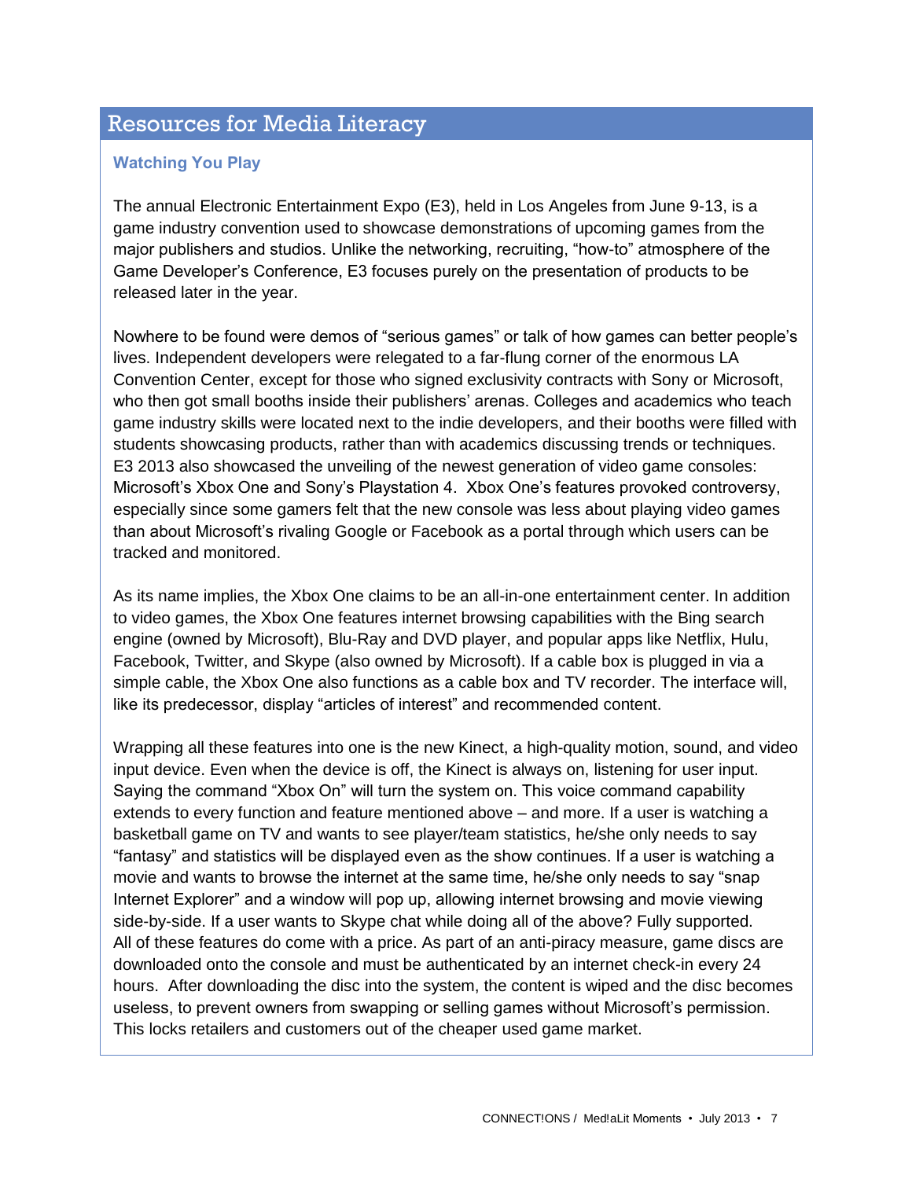## Resources for Media Literacy

### Watching You Play

The annual Electronic Entertainment Expo (E3), held in Los Angeles from June 9-13, is a game industry convention used to showcase demonstrations of upcoming games from the major publishers and studios. Unlike the networking, recruiting, "how-to" atmosphere of the Game Developer's Conference, E3 focuses purely on the presentation of products to be released later in the year.

Nowhere to be found were demos of "serious games" or talk of how games can better people's lives. Independent developers were relegated to a far-flung corner of the enormous LA Convention Center, except for those who signed exclusivity contracts with Sony or Microsoft, who then got small booths inside their publishers' arenas. Colleges and academics who teach game industry skills were located next to the indie developers, and their booths were filled with students showcasing products, rather than with academics discussing trends or techniques. E3 2013 also showcased the unveiling of the newest generation of video game consoles: Microsoft's Xbox One and Sony's Playstation 4. Xbox One's features provoked controversy, especially since some gamers felt that the new console was less about playing video games than about Microsoft's rivaling Google or Facebook as a portal through which users can be tracked and monitored.

As its name implies, the Xbox One claims to be an all-in-one entertainment center. In addition to video games, the Xbox One features internet browsing capabilities with the Bing search engine (owned by Microsoft), Blu-Ray and DVD player, and popular apps like Netflix, Hulu, Facebook, Twitter, and Skype (also owned by Microsoft). If a cable box is plugged in via a simple cable, the Xbox One also functions as a cable box and TV recorder. The interface will, like its predecessor, display "articles of interest" and recommended content.

Wrapping all these features into one is the new Kinect, a high-quality motion, sound, and video input device. Even when the device is off, the Kinect is always on, listening for user input. Saying the command "Xbox On" will turn the system on. This voice command capability extends to every function and feature mentioned above – and more. If a user is watching a basketball game on TV and wants to see player/team statistics, he/she only needs to say "fantasy" and statistics will be displayed even as the show continues. If a user is watching a movie and wants to browse the internet at the same time, he/she only needs to say "snap Internet Explorer" and a window will pop up, allowing internet browsing and movie viewing side-by-side. If a user wants to Skype chat while doing all of the above? Fully supported. All of these features do come with a price. As part of an anti-piracy measure, game discs are downloaded onto the console and must be authenticated by an internet check-in every 24 hours. After downloading the disc into the system, the content is wiped and the disc becomes useless, to prevent owners from swapping or selling games without Microsoft's permission. This locks retailers and customers out of the cheaper used game market.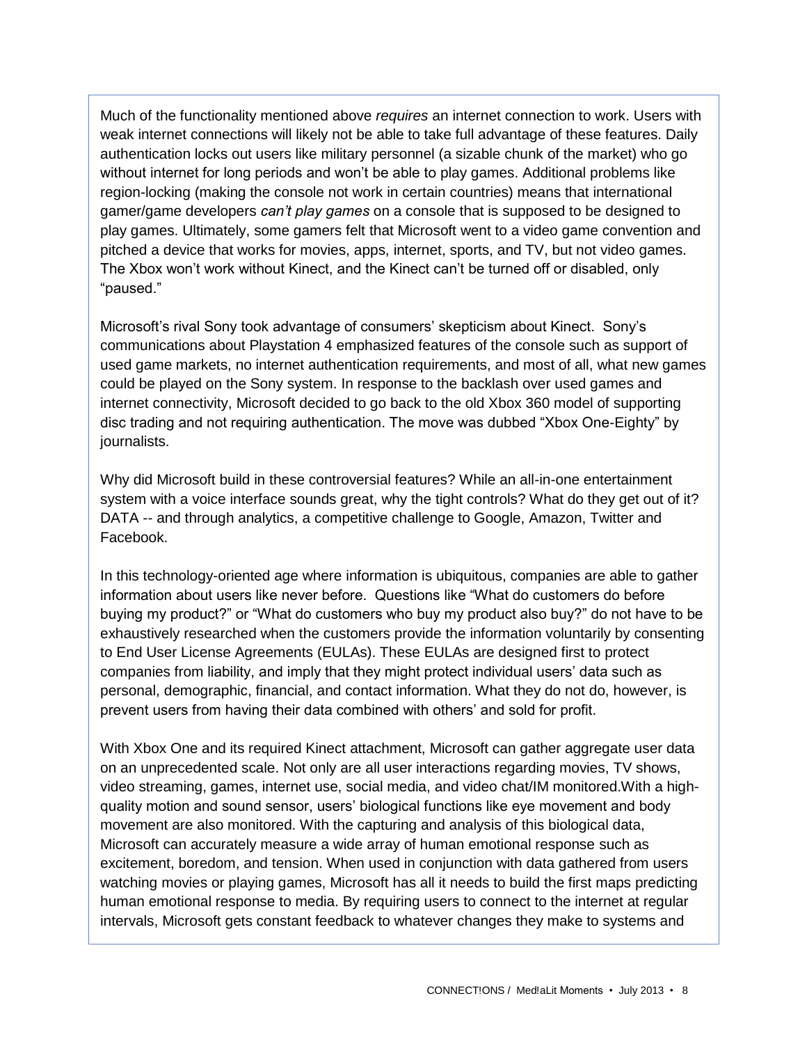Much of the functionality mentioned above *requires* an internet connection to work. Users with weak internet connections will likely not be able to take full advantage of these features. Daily authentication locks out users like military personnel (a sizable chunk of the market) who go without internet for long periods and won't be able to play games. Additional problems like region-locking (making the console not work in certain countries) means that international gamer/game developers *can't play games* on a console that is supposed to be designed to play games. Ultimately, some gamers felt that Microsoft went to a video game convention and pitched a device that works for movies, apps, internet, sports, and TV, but not video games. The Xbox won't work without Kinect, and the Kinect can't be turned off or disabled, only "paused."

Microsoft's rival Sony took advantage of consumers' skepticism about Kinect. Sony's communications about Playstation 4 emphasized features of the console such as support of used game markets, no internet authentication requirements, and most of all, what new games could be played on the Sony system. In response to the backlash over used games and internet connectivity, Microsoft decided to go back to the old Xbox 360 model of supporting disc trading and not requiring authentication. The move was dubbed "Xbox One-Eighty" by journalists.

Why did Microsoft build in these controversial features? While an all-in-one entertainment system with a voice interface sounds great, why the tight controls? What do they get out of it? DATA -- and through analytics, a competitive challenge to Google, Amazon, Twitter and Facebook.

In this technology-oriented age where information is ubiquitous, companies are able to gather information about users like never before. Questions like "What do customers do before buying my product?" or "What do customers who buy my product also buy?" do not have to be exhaustively researched when the customers provide the information voluntarily by consenting to End User License Agreements (EULAs). These EULAs are designed first to protect companies from liability, and imply that they might protect individual users' data such as personal, demographic, financial, and contact information. What they do not do, however, is prevent users from having their data combined with others' and sold for profit.

With Xbox One and its required Kinect attachment, Microsoft can gather aggregate user data on an unprecedented scale. Not only are all user interactions regarding movies, TV shows, video streaming, games, internet use, social media, and video chat/IM monitored.With a high-quality motion and sound sensor, users' biological functions like eye movement and body movement are also monitored. With the capturing and analysis of this biological data, Microsoft can accurately measure a wide array of human emotional response such as excitement, boredom, and tension. When used in conjunction with data gathered from users watching movies or playing games, Microsoft has all it needs to build the first maps predicting human emotional response to media. By requiring users to connect to the internet at regular intervals, Microsoft gets constant feedback to whatever changes they make to systems and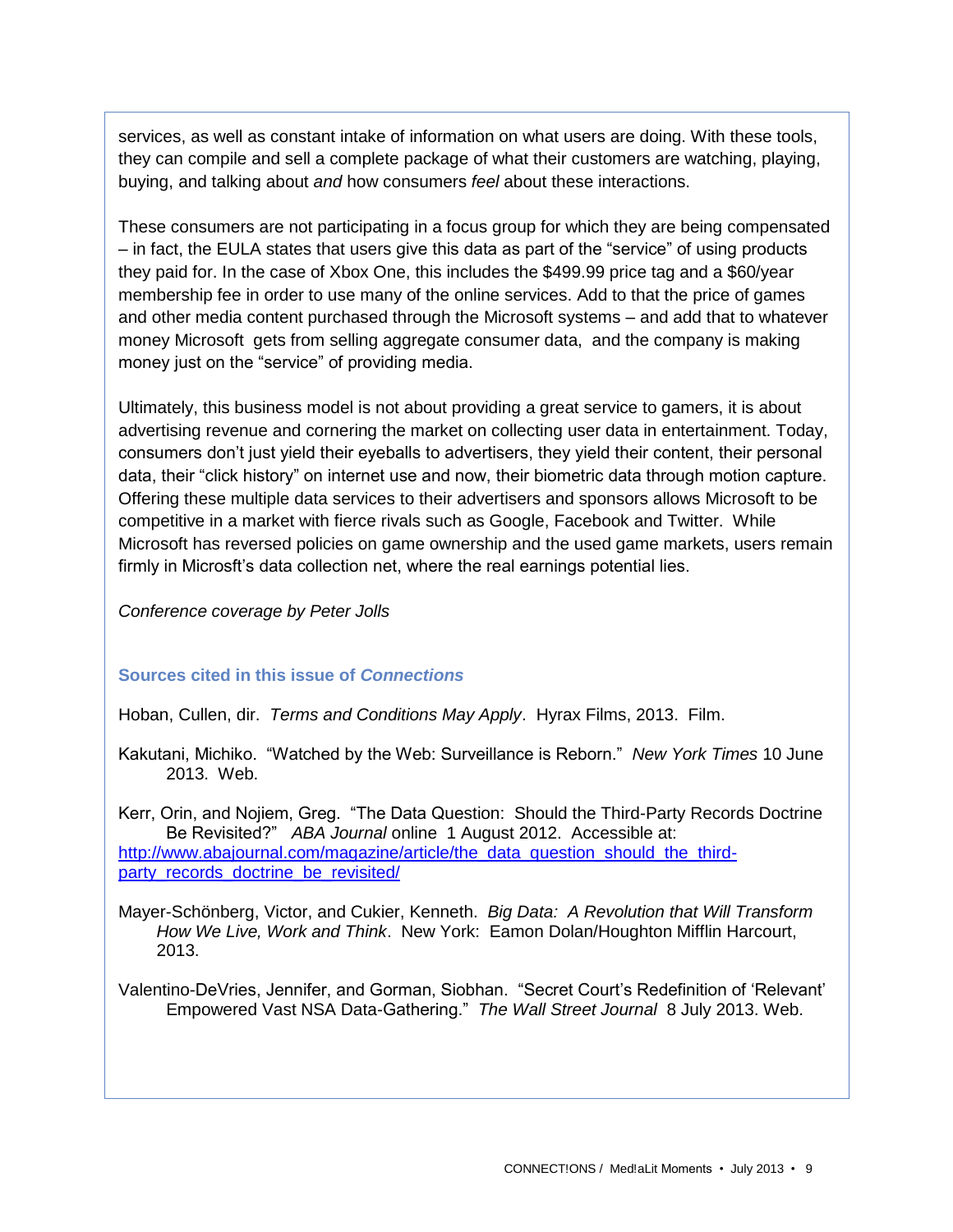services, as well as constant intake of information on what users are doing. With these tools, they can compile and sell a complete package of what their customers are watching, playing, buying, and talking about *and* how consumers *feel* about these interactions.

These consumers are not participating in a focus group for which they are being compensated – in fact, the EULA states that users give this data as part of the "service" of using products they paid for. In the case of Xbox One, this includes the $499.99 price tag and a $60/year membership fee in order to use many of the online services. Add to that the price of games and other media content purchased through the Microsoft systems – and add that to whatever money Microsoft gets from selling aggregate consumer data, and the company is making money just on the "service" of providing media.

Ultimately, this business model is not about providing a great service to gamers, it is about advertising revenue and cornering the market on collecting user data in entertainment. Today, consumers don't just yield their eyeballs to advertisers, they yield their content, their personal data, their "click history" on internet use and now, their biometric data through motion capture. Offering these multiple data services to their advertisers and sponsors allows Microsoft to be competitive in a market with fierce rivals such as Google, Facebook and Twitter. While Microsoft has reversed policies on game ownership and the used game markets, users remain firmly in Micrsoft's data collection net, where the real earnings potential lies.

*Conference coverage by Peter Jolls*

### Sources cited in this issue of *Connections*

Hoban, Cullen, dir. *Terms and Conditions May Apply*. Hyrax Films, 2013. Film.

Kakutani, Michiko. "Watched by the Web: Surveillance is Reborn." *New York Times* 10 June 2013. Web.

Kerr, Orin, and Nojiem, Greg. "The Data Question: Should the Third-Party Records Doctrine Be Revisited?" *ABA Journal* online 1 August 2012. Accessible at: http://www.abajournal.com/magazine/article/the_data_question_should_the_third-party_records_doctrine_be_revisited/

Mayer-Schönberg, Victor, and Cukier, Kenneth. *Big Data: A Revolution that Will Transform How We Live, Work and Think*. New York: Eamon Dolan/Houghton Mifflin Harcourt, 2013.

Valentino-DeVries, Jennifer, and Gorman, Siobhan. "Secret Court's Redefinition of 'Relevant' Empowered Vast NSA Data-Gathering." *The Wall Street Journal* 8 July 2013. Web.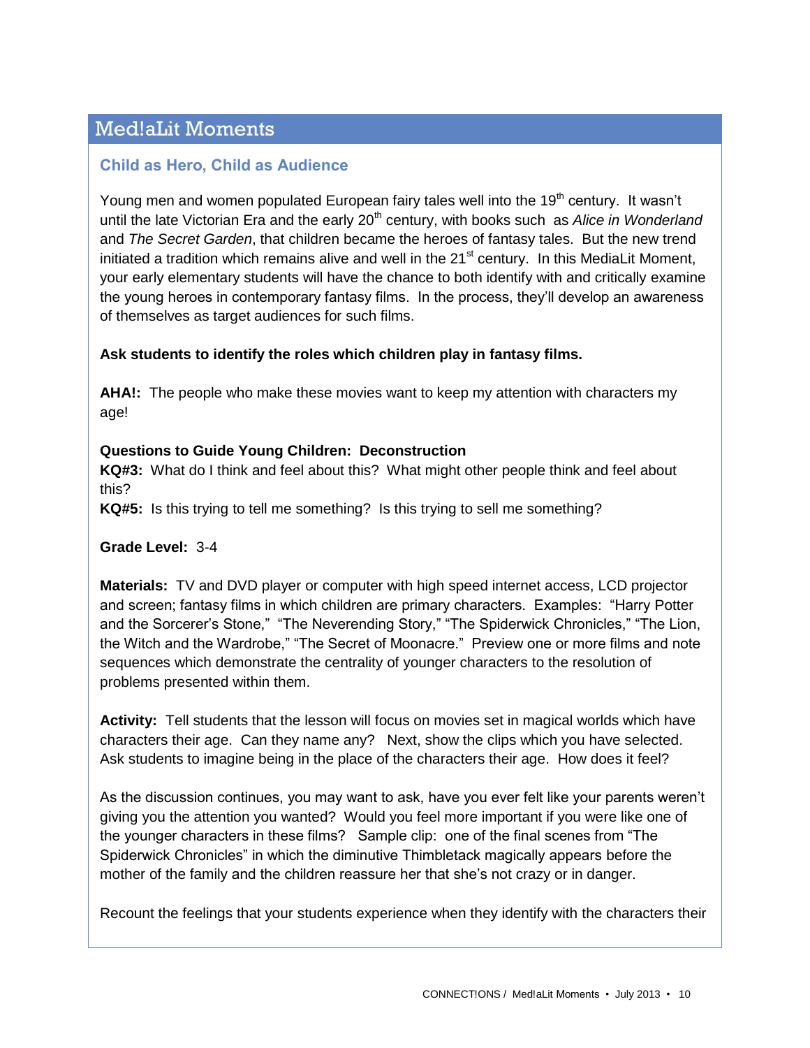## Med!aLit Moments

### Child as Hero, Child as Audience

Young men and women populated European fairy tales well into the 19th century. It wasn't until the late Victorian Era and the early 20th century, with books such as *Alice in Wonderland* and *The Secret Garden*, that children became the heroes of fantasy tales. But the new trend initiated a tradition which remains alive and well in the 21st century. In this MediaLit Moment, your early elementary students will have the chance to both identify with and critically examine the young heroes in contemporary fantasy films. In the process, they'll develop an awareness of themselves as target audiences for such films.

**Ask students to identify the roles which children play in fantasy films.**

**AHA!:** The people who make these movies want to keep my attention with characters my age!

**Questions to Guide Young Children: Deconstruction**
**KQ#3:** What do I think and feel about this? What might other people think and feel about this?
**KQ#5:** Is this trying to tell me something? Is this trying to sell me something?

**Grade Level:** 3-4

**Materials:** TV and DVD player or computer with high speed internet access, LCD projector and screen; fantasy films in which children are primary characters. Examples: "Harry Potter and the Sorcerer's Stone," "The Neverending Story," "The Spiderwick Chronicles," "The Lion, the Witch and the Wardrobe," "The Secret of Moonacre." Preview one or more films and note sequences which demonstrate the centrality of younger characters to the resolution of problems presented within them.

**Activity:** Tell students that the lesson will focus on movies set in magical worlds which have characters their age. Can they name any? Next, show the clips which you have selected. Ask students to imagine being in the place of the characters their age. How does it feel?

As the discussion continues, you may want to ask, have you ever felt like your parents weren't giving you the attention you wanted? Would you feel more important if you were like one of the younger characters in these films? Sample clip: one of the final scenes from "The Spiderwick Chronicles" in which the diminutive Thimbletack magically appears before the mother of the family and the children reassure her that she's not crazy or in danger.

Recount the feelings that your students experience when they identify with the characters their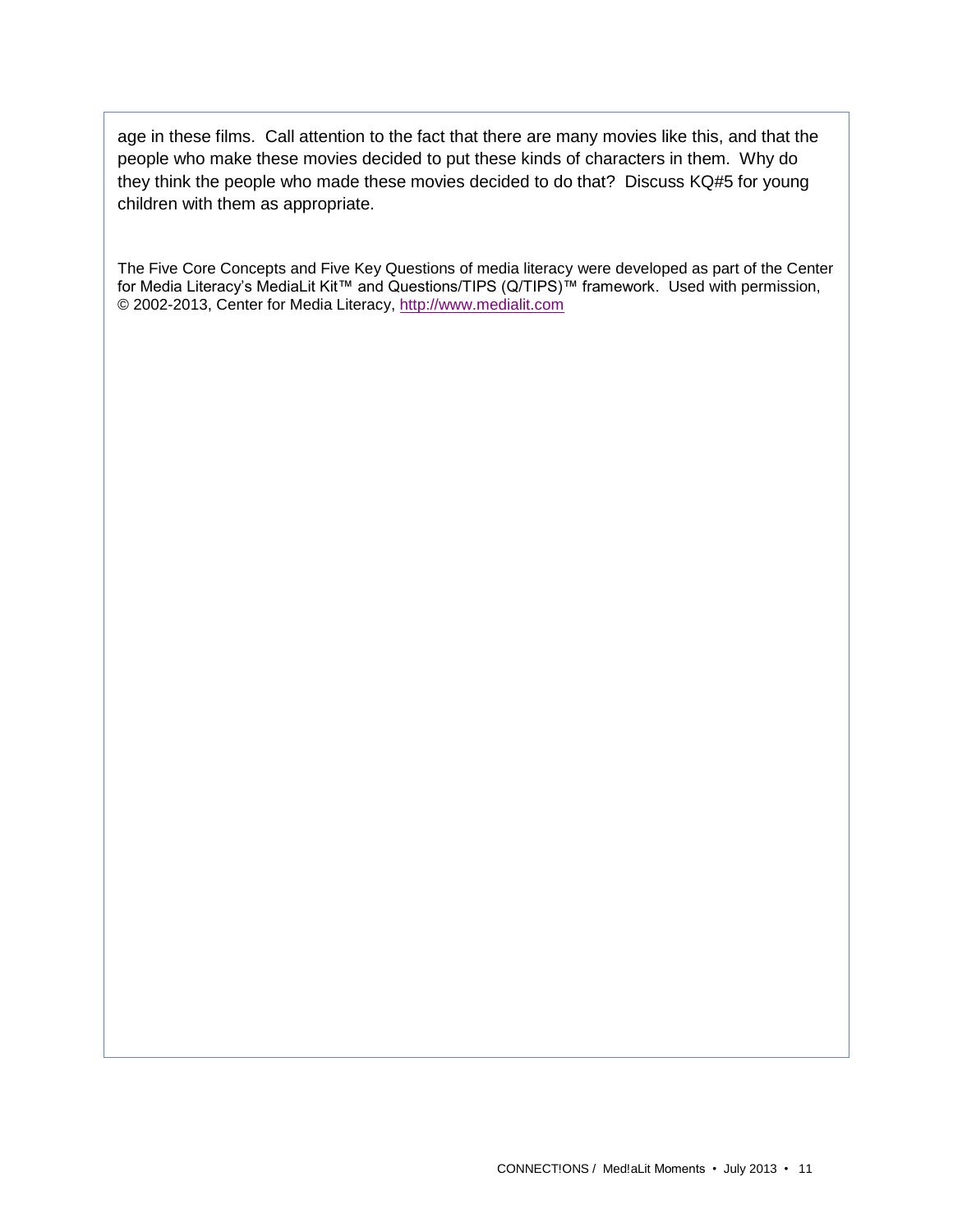age in these films. Call attention to the fact that there are many movies like this, and that the people who make these movies decided to put these kinds of characters in them. Why do they think the people who made these movies decided to do that? Discuss KQ#5 for young children with them as appropriate.

The Five Core Concepts and Five Key Questions of media literacy were developed as part of the Center for Media Literacy's MediaLit Kit™ and Questions/TIPS (Q/TIPS)™ framework. Used with permission, © 2002-2013, Center for Media Literacy, [http://www.medialit.com](http://www.medialit.com)